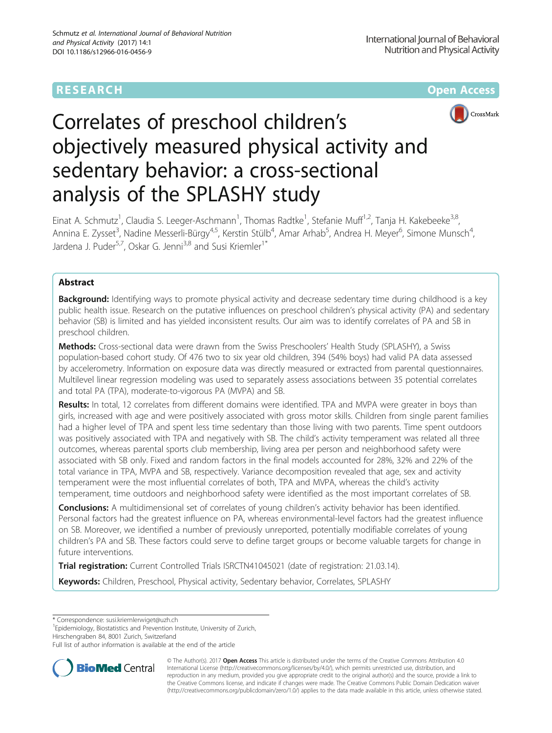RESEARCH Open Access

# Correlates of preschool children's objectively measured physical activity and sedentary behavior: a cross-sectional analysis of the SPLASHY study

Einat A. Schmutz[1], Claudia S. Leeger-Aschmann[1], Thomas Radtke[1], Stefanie Muff[1,2], Tanja H. Kakebeeke[3,8], Annina E. Zysset[3], Nadine Messerli-Bürgy[4,5], Kerstin Stülb[4], Amar Arhab[5], Andrea H. Meyer[6], Simone Munsch[4], Jardena J. Puder[5,7], Oskar G. Jenni[3,8] and Susi Kriemler[1*]

## Abstract

**Background:** Identifying ways to promote physical activity and decrease sedentary time during childhood is a key public health issue. Research on the putative influences on preschool children's physical activity (PA) and sedentary behavior (SB) is limited and has yielded inconsistent results. Our aim was to identify correlates of PA and SB in preschool children.

**Methods:** Cross-sectional data were drawn from the Swiss Preschoolers' Health Study (SPLASHY), a Swiss population-based cohort study. Of 476 two to six year old children, 394 (54% boys) had valid PA data assessed by accelerometry. Information on exposure data was directly measured or extracted from parental questionnaires. Multilevel linear regression modeling was used to separately assess associations between 35 potential correlates and total PA (TPA), moderate-to-vigorous PA (MVPA) and SB.

**Results:** In total, 12 correlates from different domains were identified. TPA and MVPA were greater in boys than girls, increased with age and were positively associated with gross motor skills. Children from single parent families had a higher level of TPA and spent less time sedentary than those living with two parents. Time spent outdoors was positively associated with TPA and negatively with SB. The child's activity temperament was related all three outcomes, whereas parental sports club membership, living area per person and neighborhood safety were associated with SB only. Fixed and random factors in the final models accounted for 28%, 32% and 22% of the total variance in TPA, MVPA and SB, respectively. Variance decomposition revealed that age, sex and activity temperament were the most influential correlates of both, TPA and MVPA, whereas the child's activity temperament, time outdoors and neighborhood safety were identified as the most important correlates of SB.

**Conclusions:** A multidimensional set of correlates of young children's activity behavior has been identified. Personal factors had the greatest influence on PA, whereas environmental-level factors had the greatest influence on SB. Moreover, we identified a number of previously unreported, potentially modifiable correlates of young children's PA and SB. These factors could serve to define target groups or become valuable targets for change in future interventions.

**Trial registration:** Current Controlled Trials ISRCTN41045021 (date of registration: 21.03.14).

**Keywords:** Children, Preschool, Physical activity, Sedentary behavior, Correlates, SPLASHY

---

* Correspondence: susi.kriemlerwiget@uzh.ch
[1]Epidemiology, Biostatistics and Prevention Institute, University of Zurich, Hirschengraben 84, 8001 Zurich, Switzerland
Full list of author information is available at the end of the article

© The Author(s). 2017 **Open Access** This article is distributed under the terms of the Creative Commons Attribution 4.0 International License (http://creativecommons.org/licenses/by/4.0/), which permits unrestricted use, distribution, and reproduction in any medium, provided you give appropriate credit to the original author(s) and the source, provide a link to the Creative Commons license, and indicate if changes were made. The Creative Commons Public Domain Dedication waiver (http://creativecommons.org/publicdomain/zero/1.0/) applies to the data made available in this article, unless otherwise stated.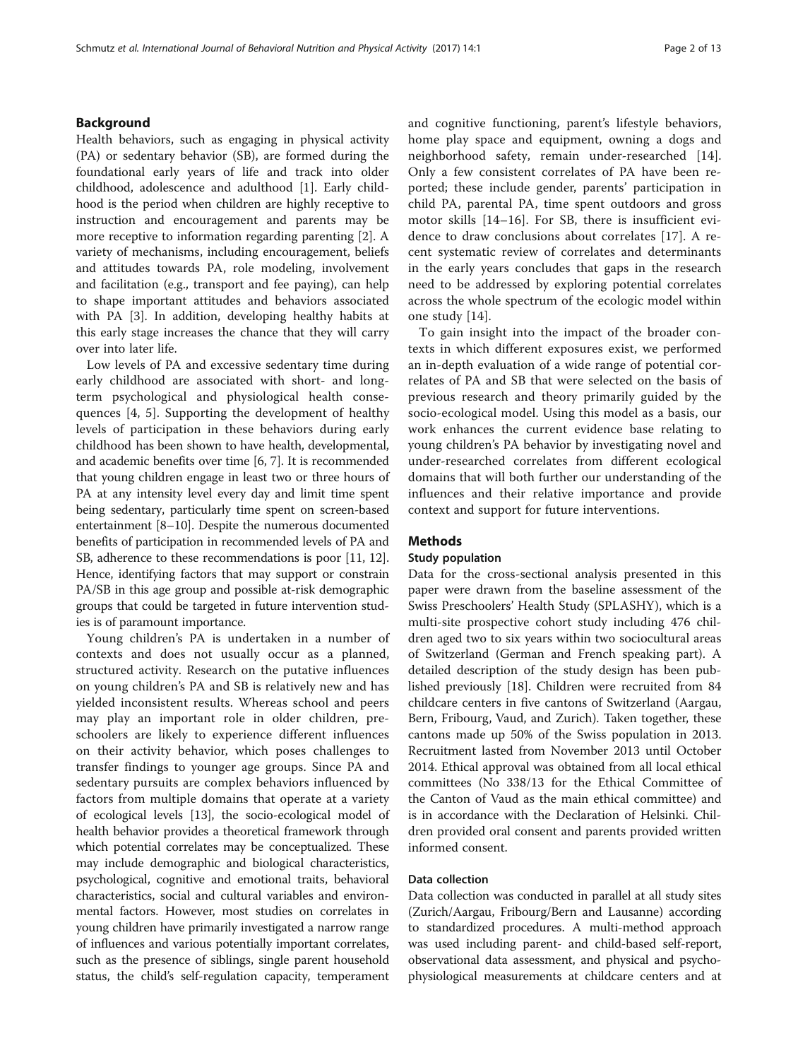## Background

Health behaviors, such as engaging in physical activity (PA) or sedentary behavior (SB), are formed during the foundational early years of life and track into older childhood, adolescence and adulthood [1]. Early childhood is the period when children are highly receptive to instruction and encouragement and parents may be more receptive to information regarding parenting [2]. A variety of mechanisms, including encouragement, beliefs and attitudes towards PA, role modeling, involvement and facilitation (e.g., transport and fee paying), can help to shape important attitudes and behaviors associated with PA [3]. In addition, developing healthy habits at this early stage increases the chance that they will carry over into later life.

Low levels of PA and excessive sedentary time during early childhood are associated with short- and long-term psychological and physiological health consequences [4, 5]. Supporting the development of healthy levels of participation in these behaviors during early childhood has been shown to have health, developmental, and academic benefits over time [6, 7]. It is recommended that young children engage in least two or three hours of PA at any intensity level every day and limit time spent being sedentary, particularly time spent on screen-based entertainment [8–10]. Despite the numerous documented benefits of participation in recommended levels of PA and SB, adherence to these recommendations is poor [11, 12]. Hence, identifying factors that may support or constrain PA/SB in this age group and possible at-risk demographic groups that could be targeted in future intervention studies is of paramount importance.

Young children's PA is undertaken in a number of contexts and does not usually occur as a planned, structured activity. Research on the putative influences on young children's PA and SB is relatively new and has yielded inconsistent results. Whereas school and peers may play an important role in older children, preschoolers are likely to experience different influences on their activity behavior, which poses challenges to transfer findings to younger age groups. Since PA and sedentary pursuits are complex behaviors influenced by factors from multiple domains that operate at a variety of ecological levels [13], the socio-ecological model of health behavior provides a theoretical framework through which potential correlates may be conceptualized. These may include demographic and biological characteristics, psychological, cognitive and emotional traits, behavioral characteristics, social and cultural variables and environmental factors. However, most studies on correlates in young children have primarily investigated a narrow range of influences and various potentially important correlates, such as the presence of siblings, single parent household status, the child's self-regulation capacity, temperament and cognitive functioning, parent's lifestyle behaviors, home play space and equipment, owning a dogs and neighborhood safety, remain under-researched [14]. Only a few consistent correlates of PA have been reported; these include gender, parents' participation in child PA, parental PA, time spent outdoors and gross motor skills [14–16]. For SB, there is insufficient evidence to draw conclusions about correlates [17]. A recent systematic review of correlates and determinants in the early years concludes that gaps in the research need to be addressed by exploring potential correlates across the whole spectrum of the ecologic model within one study [14].

To gain insight into the impact of the broader contexts in which different exposures exist, we performed an in-depth evaluation of a wide range of potential correlates of PA and SB that were selected on the basis of previous research and theory primarily guided by the socio-ecological model. Using this model as a basis, our work enhances the current evidence base relating to young children's PA behavior by investigating novel and under-researched correlates from different ecological domains that will both further our understanding of the influences and their relative importance and provide context and support for future interventions.

## Methods

### Study population

Data for the cross-sectional analysis presented in this paper were drawn from the baseline assessment of the Swiss Preschoolers' Health Study (SPLASHY), which is a multi-site prospective cohort study including 476 children aged two to six years within two sociocultural areas of Switzerland (German and French speaking part). A detailed description of the study design has been published previously [18]. Children were recruited from 84 childcare centers in five cantons of Switzerland (Aargau, Bern, Fribourg, Vaud, and Zurich). Taken together, these cantons made up 50% of the Swiss population in 2013. Recruitment lasted from November 2013 until October 2014. Ethical approval was obtained from all local ethical committees (No 338/13 for the Ethical Committee of the Canton of Vaud as the main ethical committee) and is in accordance with the Declaration of Helsinki. Children provided oral consent and parents provided written informed consent.

### Data collection

Data collection was conducted in parallel at all study sites (Zurich/Aargau, Fribourg/Bern and Lausanne) according to standardized procedures. A multi-method approach was used including parent- and child-based self-report, observational data assessment, and physical and psychophysiological measurements at childcare centers and at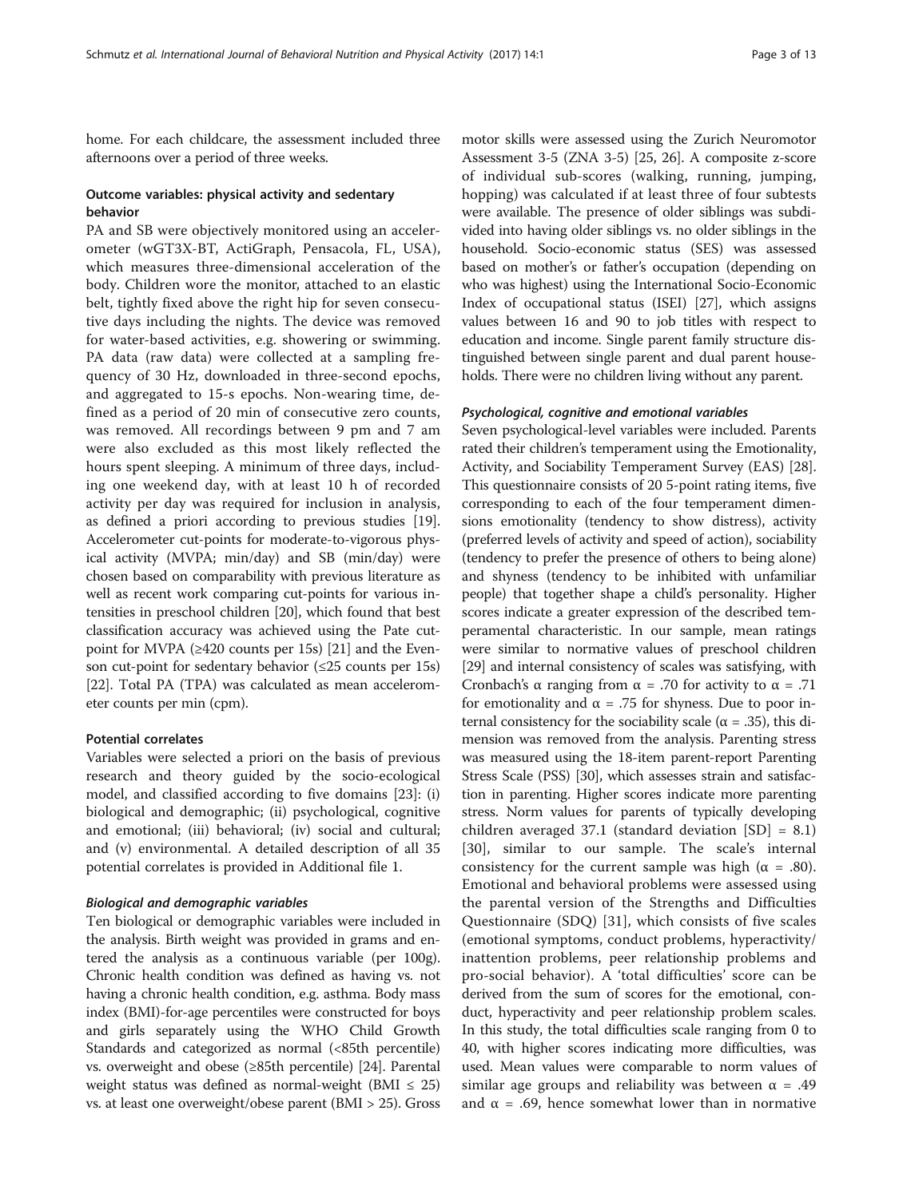home. For each childcare, the assessment included three afternoons over a period of three weeks.

### Outcome variables: physical activity and sedentary behavior

PA and SB were objectively monitored using an accelerometer (wGT3X-BT, ActiGraph, Pensacola, FL, USA), which measures three-dimensional acceleration of the body. Children wore the monitor, attached to an elastic belt, tightly fixed above the right hip for seven consecutive days including the nights. The device was removed for water-based activities, e.g. showering or swimming. PA data (raw data) were collected at a sampling frequency of 30 Hz, downloaded in three-second epochs, and aggregated to 15-s epochs. Non-wearing time, defined as a period of 20 min of consecutive zero counts, was removed. All recordings between 9 pm and 7 am were also excluded as this most likely reflected the hours spent sleeping. A minimum of three days, including one weekend day, with at least 10 h of recorded activity per day was required for inclusion in analysis, as defined a priori according to previous studies [19]. Accelerometer cut-points for moderate-to-vigorous physical activity (MVPA; min/day) and SB (min/day) were chosen based on comparability with previous literature as well as recent work comparing cut-points for various intensities in preschool children [20], which found that best classification accuracy was achieved using the Pate cut-point for MVPA (≥420 counts per 15s) [21] and the Evenson cut-point for sedentary behavior (≤25 counts per 15s) [22]. Total PA (TPA) was calculated as mean accelerometer counts per min (cpm).

### Potential correlates

Variables were selected a priori on the basis of previous research and theory guided by the socio-ecological model, and classified according to five domains [23]: (i) biological and demographic; (ii) psychological, cognitive and emotional; (iii) behavioral; (iv) social and cultural; and (v) environmental. A detailed description of all 35 potential correlates is provided in Additional file 1.

#### *Biological and demographic variables*

Ten biological or demographic variables were included in the analysis. Birth weight was provided in grams and entered the analysis as a continuous variable (per 100g). Chronic health condition was defined as having vs. not having a chronic health condition, e.g. asthma. Body mass index (BMI)-for-age percentiles were constructed for boys and girls separately using the WHO Child Growth Standards and categorized as normal (<85th percentile) vs. overweight and obese (≥85th percentile) [24]. Parental weight status was defined as normal-weight (BMI ≤ 25) vs. at least one overweight/obese parent (BMI > 25). Gross motor skills were assessed using the Zurich Neuromotor Assessment 3-5 (ZNA 3-5) [25, 26]. A composite z-score of individual sub-scores (walking, running, jumping, hopping) was calculated if at least three of four subtests were available. The presence of older siblings was subdivided into having older siblings vs. no older siblings in the household. Socio-economic status (SES) was assessed based on mother's or father's occupation (depending on who was highest) using the International Socio-Economic Index of occupational status (ISEI) [27], which assigns values between 16 and 90 to job titles with respect to education and income. Single parent family structure distinguished between single parent and dual parent households. There were no children living without any parent.

#### *Psychological, cognitive and emotional variables*

Seven psychological-level variables were included. Parents rated their children's temperament using the Emotionality, Activity, and Sociability Temperament Survey (EAS) [28]. This questionnaire consists of 20 5-point rating items, five corresponding to each of the four temperament dimensions emotionality (tendency to show distress), activity (preferred levels of activity and speed of action), sociability (tendency to prefer the presence of others to being alone) and shyness (tendency to be inhibited with unfamiliar people) that together shape a child's personality. Higher scores indicate a greater expression of the described temperamental characteristic. In our sample, mean ratings were similar to normative values of preschool children [29] and internal consistency of scales was satisfying, with Cronbach's $\alpha$ ranging from $\alpha$ = .70 for activity to $\alpha$ = .71 for emotionality and $\alpha$ = .75 for shyness. Due to poor internal consistency for the sociability scale ($\alpha$ = .35), this dimension was removed from the analysis. Parenting stress was measured using the 18-item parent-report Parenting Stress Scale (PSS) [30], which assesses strain and satisfaction in parenting. Higher scores indicate more parenting stress. Norm values for parents of typically developing children averaged 37.1 (standard deviation [SD] = 8.1) [30], similar to our sample. The scale's internal consistency for the current sample was high ($\alpha$ = .80). Emotional and behavioral problems were assessed using the parental version of the Strengths and Difficulties Questionnaire (SDQ) [31], which consists of five scales (emotional symptoms, conduct problems, hyperactivity/inattention problems, peer relationship problems and pro-social behavior). A 'total difficulties' score can be derived from the sum of scores for the emotional, conduct, hyperactivity and peer relationship problem scales. In this study, the total difficulties scale ranging from 0 to 40, with higher scores indicating more difficulties, was used. Mean values were comparable to norm values of similar age groups and reliability was between $\alpha$ = .49 and $\alpha$ = .69, hence somewhat lower than in normative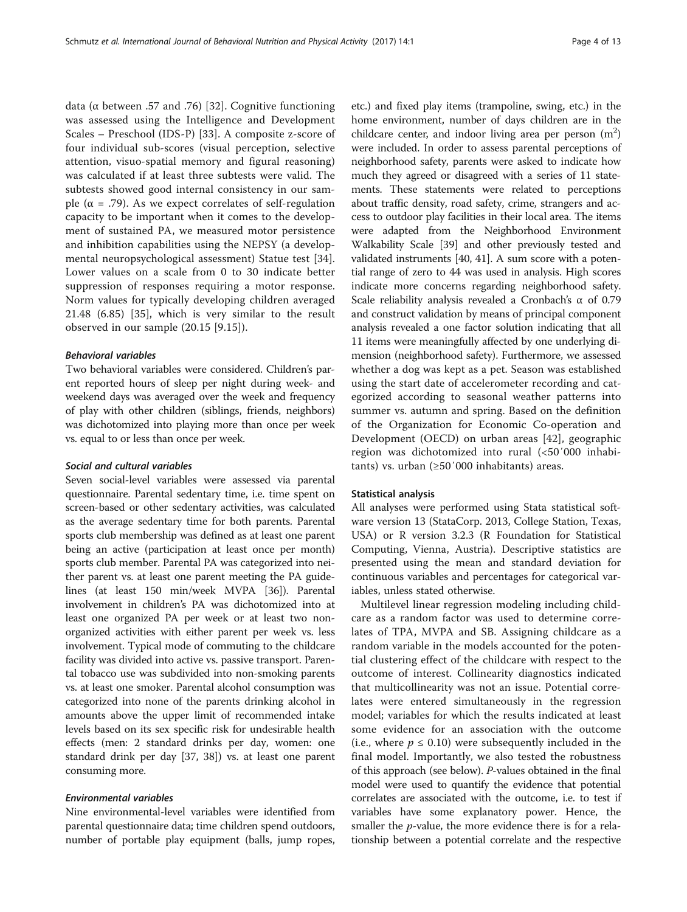data (α between .57 and .76) [32]. Cognitive functioning was assessed using the Intelligence and Development Scales – Preschool (IDS-P) [33]. A composite z-score of four individual sub-scores (visual perception, selective attention, visuo-spatial memory and figural reasoning) was calculated if at least three subtests were valid. The subtests showed good internal consistency in our sample (α = .79). As we expect correlates of self-regulation capacity to be important when it comes to the development of sustained PA, we measured motor persistence and inhibition capabilities using the NEPSY (a developmental neuropsychological assessment) Statue test [34]. Lower values on a scale from 0 to 30 indicate better suppression of responses requiring a motor response. Norm values for typically developing children averaged 21.48 (6.85) [35], which is very similar to the result observed in our sample (20.15 [9.15]).

#### Behavioral variables

Two behavioral variables were considered. Children's parent reported hours of sleep per night during week- and weekend days was averaged over the week and frequency of play with other children (siblings, friends, neighbors) was dichotomized into playing more than once per week vs. equal to or less than once per week.

#### Social and cultural variables

Seven social-level variables were assessed via parental questionnaire. Parental sedentary time, i.e. time spent on screen-based or other sedentary activities, was calculated as the average sedentary time for both parents. Parental sports club membership was defined as at least one parent being an active (participation at least once per month) sports club member. Parental PA was categorized into neither parent vs. at least one parent meeting the PA guidelines (at least 150 min/week MVPA [36]). Parental involvement in children's PA was dichotomized into at least one organized PA per week or at least two non-organized activities with either parent per week vs. less involvement. Typical mode of commuting to the childcare facility was divided into active vs. passive transport. Parental tobacco use was subdivided into non-smoking parents vs. at least one smoker. Parental alcohol consumption was categorized into none of the parents drinking alcohol in amounts above the upper limit of recommended intake levels based on its sex specific risk for undesirable health effects (men: 2 standard drinks per day, women: one standard drink per day [37, 38]) vs. at least one parent consuming more.

#### Environmental variables

Nine environmental-level variables were identified from parental questionnaire data; time children spend outdoors, number of portable play equipment (balls, jump ropes, etc.) and fixed play items (trampoline, swing, etc.) in the home environment, number of days children are in the childcare center, and indoor living area per person ($m^2$) were included. In order to assess parental perceptions of neighborhood safety, parents were asked to indicate how much they agreed or disagreed with a series of 11 statements. These statements were related to perceptions about traffic density, road safety, crime, strangers and access to outdoor play facilities in their local area. The items were adapted from the Neighborhood Environment Walkability Scale [39] and other previously tested and validated instruments [40, 41]. A sum score with a potential range of zero to 44 was used in analysis. High scores indicate more concerns regarding neighborhood safety. Scale reliability analysis revealed a Cronbach's α of 0.79 and construct validation by means of principal component analysis revealed a one factor solution indicating that all 11 items were meaningfully affected by one underlying dimension (neighborhood safety). Furthermore, we assessed whether a dog was kept as a pet. Season was established using the start date of accelerometer recording and categorized according to seasonal weather patterns into summer vs. autumn and spring. Based on the definition of the Organization for Economic Co-operation and Development (OECD) on urban areas [42], geographic region was dichotomized into rural (<50′000 inhabitants) vs. urban (≥50′000 inhabitants) areas.

### Statistical analysis

All analyses were performed using Stata statistical software version 13 (StataCorp. 2013, College Station, Texas, USA) or R version 3.2.3 (R Foundation for Statistical Computing, Vienna, Austria). Descriptive statistics are presented using the mean and standard deviation for continuous variables and percentages for categorical variables, unless stated otherwise.

Multilevel linear regression modeling including childcare as a random factor was used to determine correlates of TPA, MVPA and SB. Assigning childcare as a random variable in the models accounted for the potential clustering effect of the childcare with respect to the outcome of interest. Collinearity diagnostics indicated that multicollinearity was not an issue. Potential correlates were entered simultaneously in the regression model; variables for which the results indicated at least some evidence for an association with the outcome (i.e., where $p \leq 0.10$) were subsequently included in the final model. Importantly, we also tested the robustness of this approach (see below). *P*-values obtained in the final model were used to quantify the evidence that potential correlates are associated with the outcome, i.e. to test if variables have some explanatory power. Hence, the smaller the *p*-value, the more evidence there is for a relationship between a potential correlate and the respective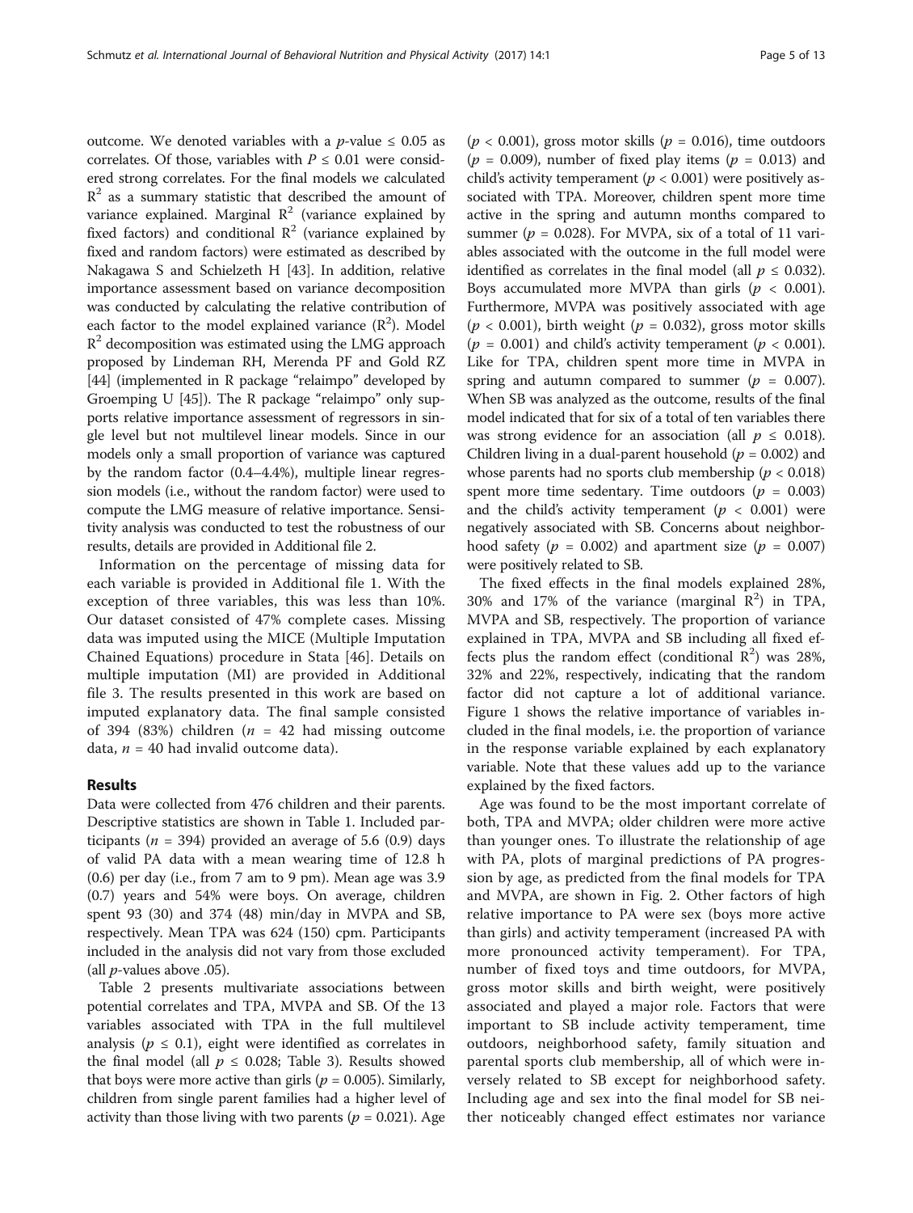outcome. We denoted variables with a $p$-value ≤ 0.05 as correlates. Of those, variables with $P \leq 0.01$ were considered strong correlates. For the final models we calculated $R^2$ as a summary statistic that described the amount of variance explained. Marginal $R^2$ (variance explained by fixed factors) and conditional $R^2$ (variance explained by fixed and random factors) were estimated as described by Nakagawa S and Schielzeth H [43]. In addition, relative importance assessment based on variance decomposition was conducted by calculating the relative contribution of each factor to the model explained variance ($R^2$). Model $R^2$ decomposition was estimated using the LMG approach proposed by Lindeman RH, Merenda PF and Gold RZ [44] (implemented in R package "relaimpo" developed by Groemping U [45]). The R package "relaimpo" only supports relative importance assessment of regressors in single level but not multilevel linear models. Since in our models only a small proportion of variance was captured by the random factor (0.4–4.4%), multiple linear regression models (i.e., without the random factor) were used to compute the LMG measure of relative importance. Sensitivity analysis was conducted to test the robustness of our results, details are provided in Additional file 2.

Information on the percentage of missing data for each variable is provided in Additional file 1. With the exception of three variables, this was less than 10%. Our dataset consisted of 47% complete cases. Missing data was imputed using the MICE (Multiple Imputation Chained Equations) procedure in Stata [46]. Details on multiple imputation (MI) are provided in Additional file 3. The results presented in this work are based on imputed explanatory data. The final sample consisted of 394 (83%) children ($n$ = 42 had missing outcome data, $n$ = 40 had invalid outcome data).

## Results

Data were collected from 476 children and their parents. Descriptive statistics are shown in Table 1. Included participants ($n$ = 394) provided an average of 5.6 (0.9) days of valid PA data with a mean wearing time of 12.8 h (0.6) per day (i.e., from 7 am to 9 pm). Mean age was 3.9 (0.7) years and 54% were boys. On average, children spent 93 (30) and 374 (48) min/day in MVPA and SB, respectively. Mean TPA was 624 (150) cpm. Participants included in the analysis did not vary from those excluded (all $p$-values above .05).

Table 2 presents multivariate associations between potential correlates and TPA, MVPA and SB. Of the 13 variables associated with TPA in the full multilevel analysis ($p \leq 0.1$), eight were identified as correlates in the final model (all $p \leq 0.028$; Table 3). Results showed that boys were more active than girls ($p = 0.005$). Similarly, children from single parent families had a higher level of activity than those living with two parents ($p = 0.021$). Age ($p < 0.001$), gross motor skills ($p = 0.016$), time outdoors ($p = 0.009$), number of fixed play items ($p = 0.013$) and child's activity temperament ($p < 0.001$) were positively associated with TPA. Moreover, children spent more time active in the spring and autumn months compared to summer ($p = 0.028$). For MVPA, six of a total of 11 variables associated with the outcome in the full model were identified as correlates in the final model (all $p \leq 0.032$). Boys accumulated more MVPA than girls ($p < 0.001$). Furthermore, MVPA was positively associated with age ($p < 0.001$), birth weight ($p = 0.032$), gross motor skills ($p = 0.001$) and child's activity temperament ($p < 0.001$). Like for TPA, children spent more time in MVPA in spring and autumn compared to summer ($p = 0.007$). When SB was analyzed as the outcome, results of the final model indicated that for six of a total of ten variables there was strong evidence for an association (all $p \leq 0.018$). Children living in a dual-parent household ($p = 0.002$) and whose parents had no sports club membership ($p < 0.018$) spent more time sedentary. Time outdoors ($p = 0.003$) and the child's activity temperament ($p < 0.001$) were negatively associated with SB. Concerns about neighborhood safety ($p = 0.002$) and apartment size ($p = 0.007$) were positively related to SB.

The fixed effects in the final models explained 28%, 30% and 17% of the variance (marginal $R^2$) in TPA, MVPA and SB, respectively. The proportion of variance explained in TPA, MVPA and SB including all fixed effects plus the random effect (conditional $R^2$) was 28%, 32% and 22%, respectively, indicating that the random factor did not capture a lot of additional variance. Figure 1 shows the relative importance of variables included in the final models, i.e. the proportion of variance in the response variable explained by each explanatory variable. Note that these values add up to the variance explained by the fixed factors.

Age was found to be the most important correlate of both, TPA and MVPA; older children were more active than younger ones. To illustrate the relationship of age with PA, plots of marginal predictions of PA progression by age, as predicted from the final models for TPA and MVPA, are shown in Fig. 2. Other factors of high relative importance to PA were sex (boys more active than girls) and activity temperament (increased PA with more pronounced activity temperament). For TPA, number of fixed toys and time outdoors, for MVPA, gross motor skills and birth weight, were positively associated and played a major role. Factors that were important to SB include activity temperament, time outdoors, neighborhood safety, family situation and parental sports club membership, all of which were inversely related to SB except for neighborhood safety. Including age and sex into the final model for SB neither noticeably changed effect estimates nor variance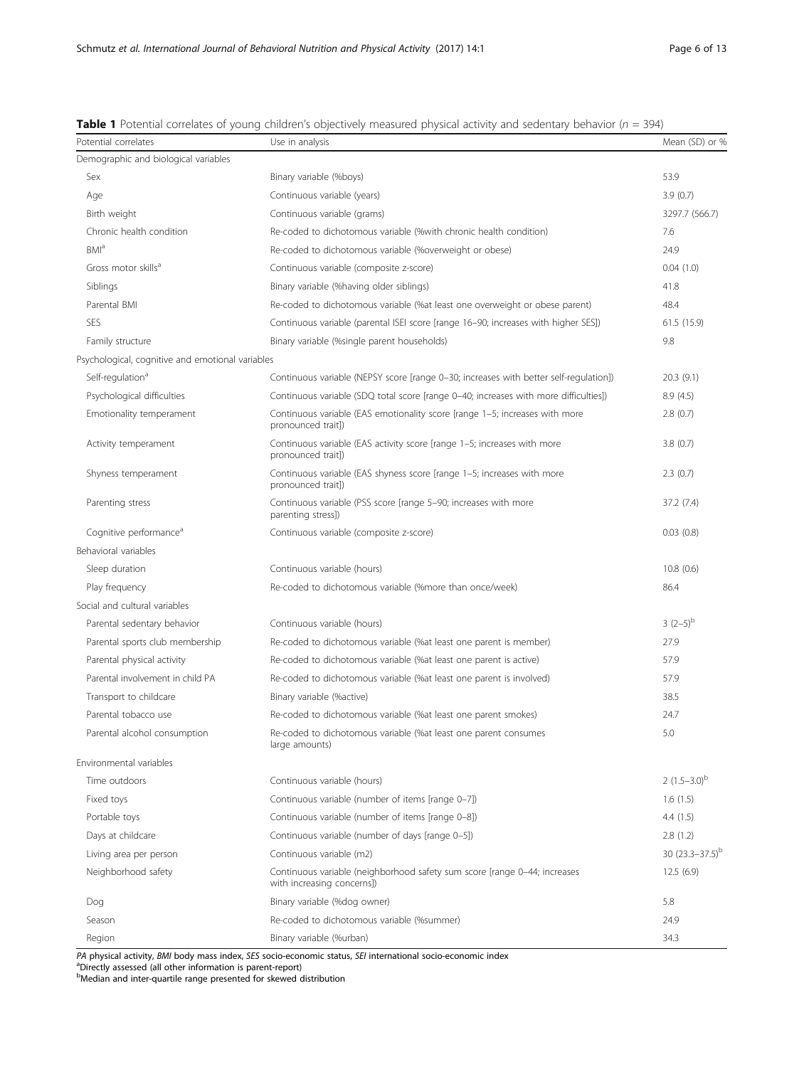**Table 1** Potential correlates of young children's objectively measured physical activity and sedentary behavior ($n$ = 394)

| Potential correlates | Use in analysis | Mean (SD) or % |
|---|---|---|
| Demographic and biological variables | | |
| Sex | Binary variable (%boys) | 53.9 |
| Age | Continuous variable (years) | 3.9 (0.7) |
| Birth weight | Continuous variable (grams) | 3297.7 (566.7) |
| Chronic health condition | Re-coded to dichotomous variable (%with chronic health condition) | 7.6 |
| BMI[a] | Re-coded to dichotomous variable (%overweight or obese) | 24.9 |
| Gross motor skills[a] | Continuous variable (composite z-score) | 0.04 (1.0) |
| Siblings | Binary variable (%having older siblings) | 41.8 |
| Parental BMI | Re-coded to dichotomous variable (%at least one overweight or obese parent) | 48.4 |
| SES | Continuous variable (parental ISEI score [range 16–90; increases with higher SES]) | 61.5 (15.9) |
| Family structure | Binary variable (%single parent households) | 9.8 |
| Psychological, cognitive and emotional variables | | |
| Self-regulation[a] | Continuous variable (NEPSY score [range 0–30; increases with better self-regulation]) | 20.3 (9.1) |
| Psychological difficulties | Continuous variable (SDQ total score [range 0–40; increases with more difficulties]) | 8.9 (4.5) |
| Emotionality temperament | Continuous variable (EAS emotionality score [range 1–5; increases with more pronounced trait]) | 2.8 (0.7) |
| Activity temperament | Continuous variable (EAS activity score [range 1–5; increases with more pronounced trait]) | 3.8 (0.7) |
| Shyness temperament | Continuous variable (EAS shyness score [range 1–5; increases with more pronounced trait]) | 2.3 (0.7) |
| Parenting stress | Continuous variable (PSS score [range 5–90; increases with more parenting stress]) | 37.2 (7.4) |
| Cognitive performance[a] | Continuous variable (composite z-score) | 0.03 (0.8) |
| Behavioral variables | | |
| Sleep duration | Continuous variable (hours) | 10.8 (0.6) |
| Play frequency | Re-coded to dichotomous variable (%more than once/week) | 86.4 |
| Social and cultural variables | | |
| Parental sedentary behavior | Continuous variable (hours) | 3 (2–5)[b] |
| Parental sports club membership | Re-coded to dichotomous variable (%at least one parent is member) | 27.9 |
| Parental physical activity | Re-coded to dichotomous variable (%at least one parent is active) | 57.9 |
| Parental involvement in child PA | Re-coded to dichotomous variable (%at least one parent is involved) | 57.9 |
| Transport to childcare | Binary variable (%active) | 38.5 |
| Parental tobacco use | Re-coded to dichotomous variable (%at least one parent smokes) | 24.7 |
| Parental alcohol consumption | Re-coded to dichotomous variable (%at least one parent consumes large amounts) | 5.0 |
| Environmental variables | | |
| Time outdoors | Continuous variable (hours) | 2 (1.5–3.0)[b] |
| Fixed toys | Continuous variable (number of items [range 0–7]) | 1.6 (1.5) |
| Portable toys | Continuous variable (number of items [range 0–8]) | 4.4 (1.5) |
| Days at childcare | Continuous variable (number of days [range 0–5]) | 2.8 (1.2) |
| Living area per person | Continuous variable (m2) | 30 (23.3–37.5)[b] |
| Neighborhood safety | Continuous variable (neighborhood safety sum score [range 0–44; increases with increasing concerns]) | 12.5 (6.9) |
| Dog | Binary variable (%dog owner) | 5.8 |
| Season | Re-coded to dichotomous variable (%summer) | 24.9 |
| Region | Binary variable (%urban) | 34.3 |

*PA* physical activity, *BMI* body mass index, *SES* socio-economic status, *SEI* international socio-economic index
[a]Directly assessed (all other information is parent-report)
[b]Median and inter-quartile range presented for skewed distribution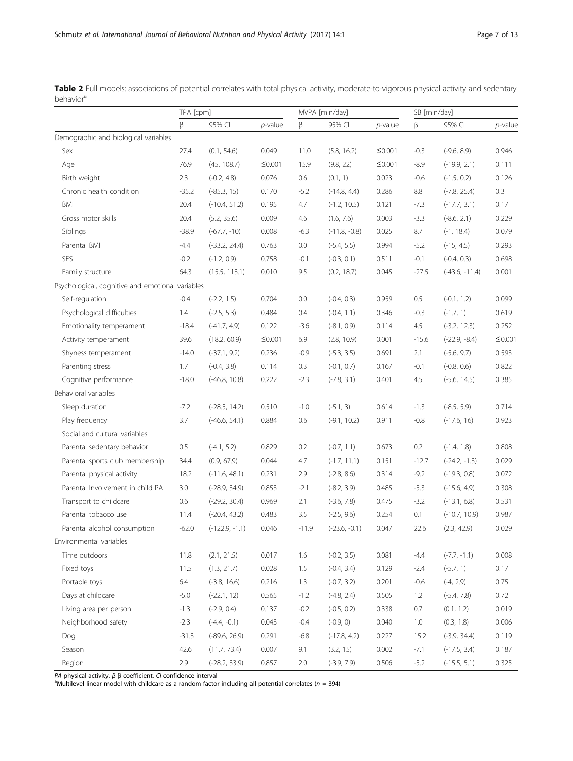**Table 2** Full models: associations of potential correlates with total physical activity, moderate-to-vigorous physical activity and sedentary behavior[a]

| | TPA [cpm] | | | MVPA [min/day] | | | SB [min/day] | | |
|---|---|---|---|---|---|---|---|---|---|
| | β | 95% CI | *p*-value | β | 95% CI | *p*-value | β | 95% CI | *p*-value |
| Demographic and biological variables | | | | | | | | | |
| Sex | 27.4 | (0.1, 54.6) | 0.049 | 11.0 | (5.8, 16.2) | ≤0.001 | -0.3 | (-9.6, 8.9) | 0.946 |
| Age | 76.9 | (45, 108.7) | ≤0.001 | 15.9 | (9.8, 22) | ≤0.001 | -8.9 | (-19.9, 2.1) | 0.111 |
| Birth weight | 2.3 | (-0.2, 4.8) | 0.076 | 0.6 | (0.1, 1) | 0.023 | -0.6 | (-1.5, 0.2) | 0.126 |
| Chronic health condition | -35.2 | (-85.3, 15) | 0.170 | -5.2 | (-14.8, 4.4) | 0.286 | 8.8 | (-7.8, 25.4) | 0.3 |
| BMI | 20.4 | (-10.4, 51.2) | 0.195 | 4.7 | (-1.2, 10.5) | 0.121 | -7.3 | (-17.7, 3.1) | 0.17 |
| Gross motor skills | 20.4 | (5.2, 35.6) | 0.009 | 4.6 | (1.6, 7.6) | 0.003 | -3.3 | (-8.6, 2.1) | 0.229 |
| Siblings | -38.9 | (-67.7, -10) | 0.008 | -6.3 | (-11.8, -0.8) | 0.025 | 8.7 | (-1, 18.4) | 0.079 |
| Parental BMI | -4.4 | (-33.2, 24.4) | 0.763 | 0.0 | (-5.4, 5.5) | 0.994 | -5.2 | (-15, 4.5) | 0.293 |
| SES | -0.2 | (-1.2, 0.9) | 0.758 | -0.1 | (-0.3, 0.1) | 0.511 | -0.1 | (-0.4, 0.3) | 0.698 |
| Family structure | 64.3 | (15.5, 113.1) | 0.010 | 9.5 | (0.2, 18.7) | 0.045 | -27.5 | (-43.6, -11.4) | 0.001 |
| Psychological, cognitive and emotional variables | | | | | | | | | |
| Self-regulation | -0.4 | (-2.2, 1.5) | 0.704 | 0.0 | (-0.4, 0.3) | 0.959 | 0.5 | (-0.1, 1.2) | 0.099 |
| Psychological difficulties | 1.4 | (-2.5, 5.3) | 0.484 | 0.4 | (-0.4, 1.1) | 0.346 | -0.3 | (-1.7, 1) | 0.619 |
| Emotionality temperament | -18.4 | (-41.7, 4.9) | 0.122 | -3.6 | (-8.1, 0.9) | 0.114 | 4.5 | (-3.2, 12.3) | 0.252 |
| Activity temperament | 39.6 | (18.2, 60.9) | ≤0.001 | 6.9 | (2.8, 10.9) | 0.001 | -15.6 | (-22.9, -8.4) | ≤0.001 |
| Shyness temperament | -14.0 | (-37.1, 9.2) | 0.236 | -0.9 | (-5.3, 3.5) | 0.691 | 2.1 | (-5.6, 9.7) | 0.593 |
| Parenting stress | 1.7 | (-0.4, 3.8) | 0.114 | 0.3 | (-0.1, 0.7) | 0.167 | -0.1 | (-0.8, 0.6) | 0.822 |
| Cognitive performance | -18.0 | (-46.8, 10.8) | 0.222 | -2.3 | (-7.8, 3.1) | 0.401 | 4.5 | (-5.6, 14.5) | 0.385 |
| Behavioral variables | | | | | | | | | |
| Sleep duration | -7.2 | (-28.5, 14.2) | 0.510 | -1.0 | (-5.1, 3) | 0.614 | -1.3 | (-8.5, 5.9) | 0.714 |
| Play frequency | 3.7 | (-46.6, 54.1) | 0.884 | 0.6 | (-9.1, 10.2) | 0.911 | -0.8 | (-17.6, 16) | 0.923 |
| Social and cultural variables | | | | | | | | | |
| Parental sedentary behavior | 0.5 | (-4.1, 5.2) | 0.829 | 0.2 | (-0.7, 1.1) | 0.673 | 0.2 | (-1.4, 1.8) | 0.808 |
| Parental sports club membership | 34.4 | (0.9, 67.9) | 0.044 | 4.7 | (-1.7, 11.1) | 0.151 | -12.7 | (-24.2, -1.3) | 0.029 |
| Parental physical activity | 18.2 | (-11.6, 48.1) | 0.231 | 2.9 | (-2.8, 8.6) | 0.314 | -9.2 | (-19.3, 0.8) | 0.072 |
| Parental Involvement in child PA | 3.0 | (-28.9, 34.9) | 0.853 | -2.1 | (-8.2, 3.9) | 0.485 | -5.3 | (-15.6, 4.9) | 0.308 |
| Transport to childcare | 0.6 | (-29.2, 30.4) | 0.969 | 2.1 | (-3.6, 7.8) | 0.475 | -3.2 | (-13.1, 6.8) | 0.531 |
| Parental tobacco use | 11.4 | (-20.4, 43.2) | 0.483 | 3.5 | (-2.5, 9.6) | 0.254 | 0.1 | (-10.7, 10.9) | 0.987 |
| Parental alcohol consumption | -62.0 | (-122.9, -1.1) | 0.046 | -11.9 | (-23.6, -0.1) | 0.047 | 22.6 | (2.3, 42.9) | 0.029 |
| Environmental variables | | | | | | | | | |
| Time outdoors | 11.8 | (2.1, 21.5) | 0.017 | 1.6 | (-0.2, 3.5) | 0.081 | -4.4 | (-7.7, -1.1) | 0.008 |
| Fixed toys | 11.5 | (1.3, 21.7) | 0.028 | 1.5 | (-0.4, 3.4) | 0.129 | -2.4 | (-5.7, 1) | 0.17 |
| Portable toys | 6.4 | (-3.8, 16.6) | 0.216 | 1.3 | (-0.7, 3.2) | 0.201 | -0.6 | (-4, 2.9) | 0.75 |
| Days at childcare | -5.0 | (-22.1, 12) | 0.565 | -1.2 | (-4.8, 2.4) | 0.505 | 1.2 | (-5.4, 7.8) | 0.72 |
| Living area per person | -1.3 | (-2.9, 0.4) | 0.137 | -0.2 | (-0.5, 0.2) | 0.338 | 0.7 | (0.1, 1.2) | 0.019 |
| Neighborhood safety | -2.3 | (-4.4, -0.1) | 0.043 | -0.4 | (-0.9, 0) | 0.040 | 1.0 | (0.3, 1.8) | 0.006 |
| Dog | -31.3 | (-89.6, 26.9) | 0.291 | -6.8 | (-17.8, 4.2) | 0.227 | 15.2 | (-3.9, 34.4) | 0.119 |
| Season | 42.6 | (11.7, 73.4) | 0.007 | 9.1 | (3.2, 15) | 0.002 | -7.1 | (-17.5, 3.4) | 0.187 |
| Region | 2.9 | (-28.2, 33.9) | 0.857 | 2.0 | (-3.9, 7.9) | 0.506 | -5.2 | (-15.5, 5.1) | 0.325 |

*PA* physical activity, *β* β-coefficient, *CI* confidence interval

[a]Multilevel linear model with childcare as a random factor including all potential correlates ($n$ = 394)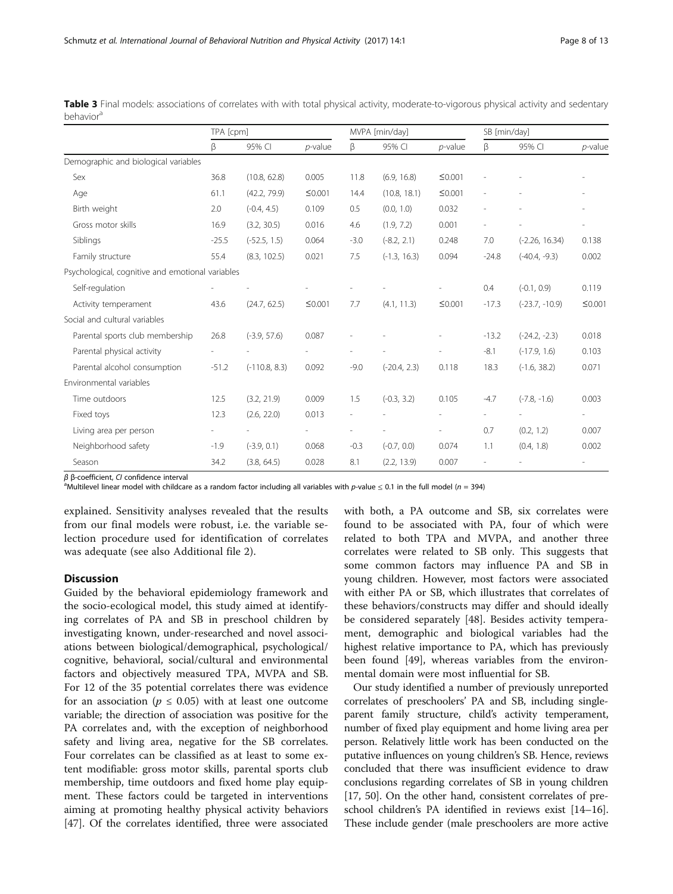**Table 3** Final models: associations of correlates with with total physical activity, moderate-to-vigorous physical activity and sedentary behavior[a]

| | TPA [cpm] | | | MVPA [min/day] | | | SB [min/day] | | |
|---|---|---|---|---|---|---|---|---|---|
| | β | 95% CI | *p*-value | β | 95% CI | *p*-value | β | 95% CI | *p*-value |
| Demographic and biological variables | | | | | | | | | |
| Sex | 36.8 | (10.8, 62.8) | 0.005 | 11.8 | (6.9, 16.8) | ≤0.001 | - | - | - |
| Age | 61.1 | (42.2, 79.9) | ≤0.001 | 14.4 | (10.8, 18.1) | ≤0.001 | - | - | - |
| Birth weight | 2.0 | (-0.4, 4.5) | 0.109 | 0.5 | (0.0, 1.0) | 0.032 | - | - | - |
| Gross motor skills | 16.9 | (3.2, 30.5) | 0.016 | 4.6 | (1.9, 7.2) | 0.001 | - | - | - |
| Siblings | -25.5 | (-52.5, 1.5) | 0.064 | -3.0 | (-8.2, 2.1) | 0.248 | 7.0 | (-2.26, 16.34) | 0.138 |
| Family structure | 55.4 | (8.3, 102.5) | 0.021 | 7.5 | (-1.3, 16.3) | 0.094 | -24.8 | (-40.4, -9.3) | 0.002 |
| Psychological, cognitive and emotional variables | | | | | | | | | |
| Self-regulation | - | - | - | - | - | - | 0.4 | (-0.1, 0.9) | 0.119 |
| Activity temperament | 43.6 | (24.7, 62.5) | ≤0.001 | 7.7 | (4.1, 11.3) | ≤0.001 | -17.3 | (-23.7, -10.9) | ≤0.001 |
| Social and cultural variables | | | | | | | | | |
| Parental sports club membership | 26.8 | (-3.9, 57.6) | 0.087 | - | - | - | -13.2 | (-24.2, -2.3) | 0.018 |
| Parental physical activity | - | - | - | - | - | - | -8.1 | (-17.9, 1.6) | 0.103 |
| Parental alcohol consumption | -51.2 | (-110.8, 8.3) | 0.092 | -9.0 | (-20.4, 2.3) | 0.118 | 18.3 | (-1.6, 38.2) | 0.071 |
| Environmental variables | | | | | | | | | |
| Time outdoors | 12.5 | (3.2, 21.9) | 0.009 | 1.5 | (-0.3, 3.2) | 0.105 | -4.7 | (-7.8, -1.6) | 0.003 |
| Fixed toys | 12.3 | (2.6, 22.0) | 0.013 | - | - | - | - | - | - |
| Living area per person | - | - | - | - | - | - | 0.7 | (0.2, 1.2) | 0.007 |
| Neighborhood safety | -1.9 | (-3.9, 0.1) | 0.068 | -0.3 | (-0.7, 0.0) | 0.074 | 1.1 | (0.4, 1.8) | 0.002 |
| Season | 34.2 | (3.8, 64.5) | 0.028 | 8.1 | (2.2, 13.9) | 0.007 | - | - | - |

*β* β-coefficient, *CI* confidence interval
[a]Multilevel linear model with childcare as a random factor including all variables with *p*-value ≤ 0.1 in the full model (*n* = 394)

explained. Sensitivity analyses revealed that the results from our final models were robust, i.e. the variable selection procedure used for identification of correlates was adequate (see also Additional file 2).

## Discussion

Guided by the behavioral epidemiology framework and the socio-ecological model, this study aimed at identifying correlates of PA and SB in preschool children by investigating known, under-researched and novel associations between biological/demographical, psychological/cognitive, behavioral, social/cultural and environmental factors and objectively measured TPA, MVPA and SB. For 12 of the 35 potential correlates there was evidence for an association ($p \leq 0.05$) with at least one outcome variable; the direction of association was positive for the PA correlates and, with the exception of neighborhood safety and living area, negative for the SB correlates. Four correlates can be classified as at least to some extent modifiable: gross motor skills, parental sports club membership, time outdoors and fixed home play equipment. These factors could be targeted in interventions aiming at promoting healthy physical activity behaviors [47]. Of the correlates identified, three were associated with both, a PA outcome and SB, six correlates were found to be associated with PA, four of which were related to both TPA and MVPA, and another three correlates were related to SB only. This suggests that some common factors may influence PA and SB in young children. However, most factors were associated with either PA or SB, which illustrates that correlates of these behaviors/constructs may differ and should ideally be considered separately [48]. Besides activity temperament, demographic and biological variables had the highest relative importance to PA, which has previously been found [49], whereas variables from the environmental domain were most influential for SB.

Our study identified a number of previously unreported correlates of preschoolers' PA and SB, including single-parent family structure, child's activity temperament, number of fixed play equipment and home living area per person. Relatively little work has been conducted on the putative influences on young children's SB. Hence, reviews concluded that there was insufficient evidence to draw conclusions regarding correlates of SB in young children [17, 50]. On the other hand, consistent correlates of preschool children's PA identified in reviews exist [14–16]. These include gender (male preschoolers are more active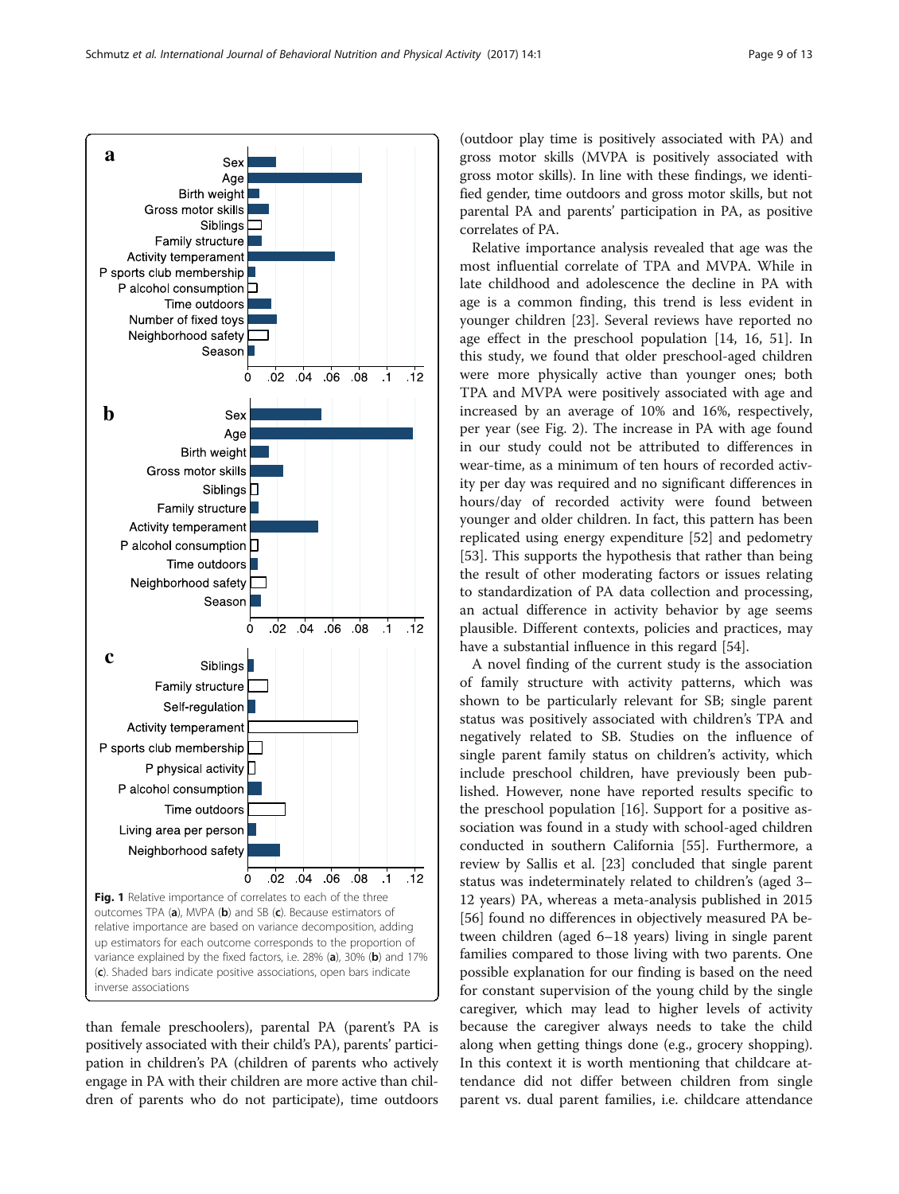than female preschoolers), parental PA (parent's PA is positively associated with their child's PA), parents' participation in children's PA (children of parents who actively engage in PA with their children are more active than children of parents who do not participate), time outdoors (outdoor play time is positively associated with PA) and gross motor skills (MVPA is positively associated with gross motor skills). In line with these findings, we identified gender, time outdoors and gross motor skills, but not parental PA and parents' participation in PA, as positive correlates of PA.

Relative importance analysis revealed that age was the most influential correlate of TPA and MVPA. While in late childhood and adolescence the decline in PA with age is a common finding, this trend is less evident in younger children [23]. Several reviews have reported no age effect in the preschool population [14, 16, 51]. In this study, we found that older preschool-aged children were more physically active than younger ones; both TPA and MVPA were positively associated with age and increased by an average of 10% and 16%, respectively, per year (see Fig. 2). The increase in PA with age found in our study could not be attributed to differences in wear-time, as a minimum of ten hours of recorded activity per day was required and no significant differences in hours/day of recorded activity were found between younger and older children. In fact, this pattern has been replicated using energy expenditure [52] and pedometry [53]. This supports the hypothesis that rather than being the result of other moderating factors or issues relating to standardization of PA data collection and processing, an actual difference in activity behavior by age seems plausible. Different contexts, policies and practices, may have a substantial influence in this regard [54].

A novel finding of the current study is the association of family structure with activity patterns, which was shown to be particularly relevant for SB; single parent status was positively associated with children's TPA and negatively related to SB. Studies on the influence of single parent family status on children's activity, which include preschool children, have previously been published. However, none have reported results specific to the preschool population [16]. Support for a positive association was found in a study with school-aged children conducted in southern California [55]. Furthermore, a review by Sallis et al. [23] concluded that single parent status was indeterminately related to children's (aged 3–12 years) PA, whereas a meta-analysis published in 2015 [56] found no differences in objectively measured PA between children (aged 6–18 years) living in single parent families compared to those living with two parents. One possible explanation for our finding is based on the need for constant supervision of the young child by the single caregiver, which may lead to higher levels of activity because the caregiver always needs to take the child along when getting things done (e.g., grocery shopping). In this context it is worth mentioning that childcare attendance did not differ between children from single parent vs. dual parent families, i.e. childcare attendance

**Fig. 1** Relative importance of correlates to each of the three outcomes TPA (**a**), MVPA (**b**) and SB (**c**). Because estimators of relative importance are based on variance decomposition, adding up estimators for each outcome corresponds to the proportion of variance explained by the fixed factors, i.e. 28% (**a**), 30% (**b**) and 17% (**c**). Shaded bars indicate positive associations, open bars indicate inverse associations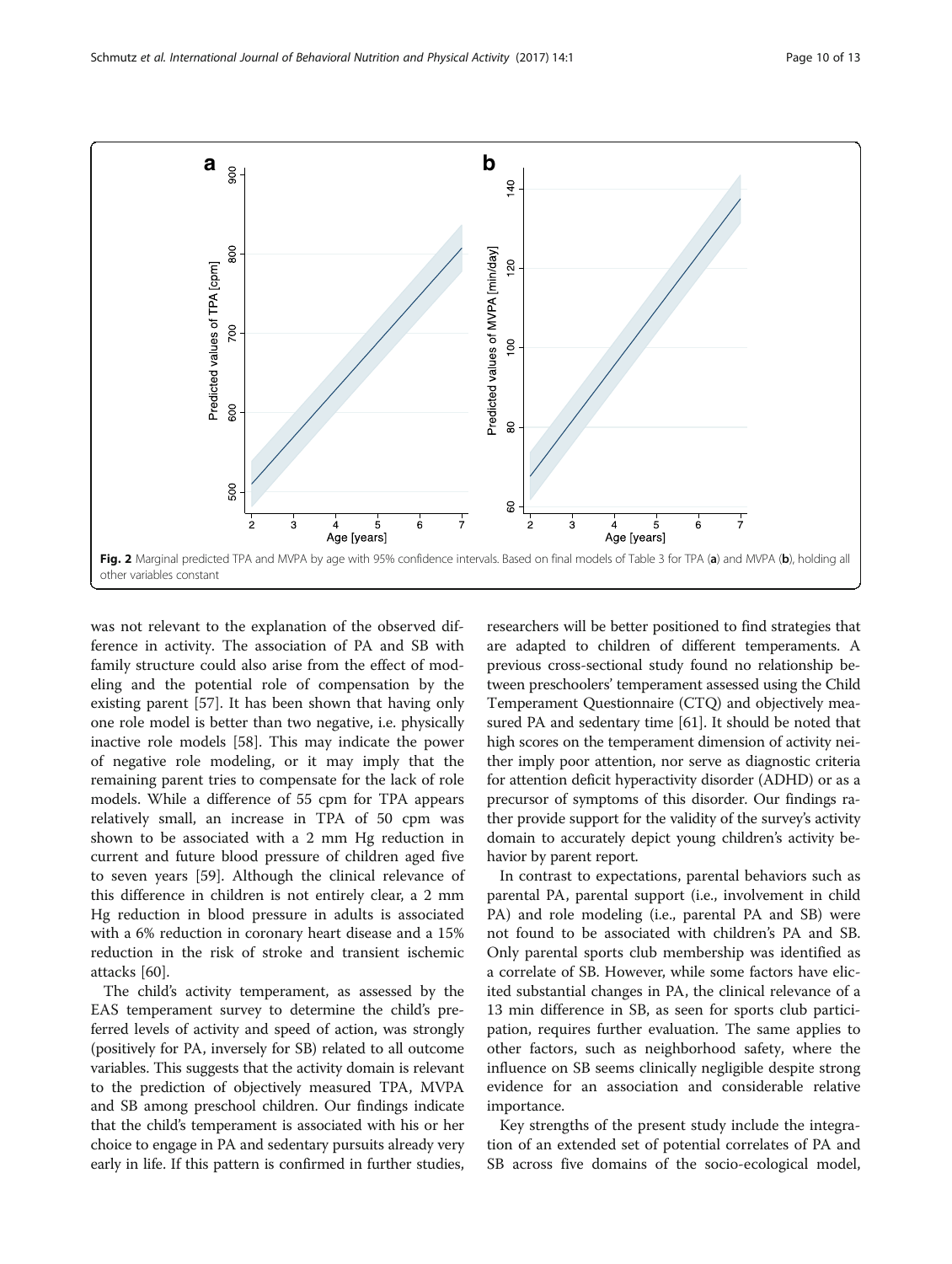Fig. 2 Marginal predicted TPA and MVPA by age with 95% confidence intervals. Based on final models of Table 3 for TPA (a) and MVPA (b), holding all other variables constant

was not relevant to the explanation of the observed difference in activity. The association of PA and SB with family structure could also arise from the effect of modeling and the potential role of compensation by the existing parent [57]. It has been shown that having only one role model is better than two negative, i.e. physically inactive role models [58]. This may indicate the power of negative role modeling, or it may imply that the remaining parent tries to compensate for the lack of role models. While a difference of 55 cpm for TPA appears relatively small, an increase in TPA of 50 cpm was shown to be associated with a 2 mm Hg reduction in current and future blood pressure of children aged five to seven years [59]. Although the clinical relevance of this difference in children is not entirely clear, a 2 mm Hg reduction in blood pressure in adults is associated with a 6% reduction in coronary heart disease and a 15% reduction in the risk of stroke and transient ischemic attacks [60].

The child's activity temperament, as assessed by the EAS temperament survey to determine the child's preferred levels of activity and speed of action, was strongly (positively for PA, inversely for SB) related to all outcome variables. This suggests that the activity domain is relevant to the prediction of objectively measured TPA, MVPA and SB among preschool children. Our findings indicate that the child's temperament is associated with his or her choice to engage in PA and sedentary pursuits already very early in life. If this pattern is confirmed in further studies, researchers will be better positioned to find strategies that are adapted to children of different temperaments. A previous cross-sectional study found no relationship between preschoolers' temperament assessed using the Child Temperament Questionnaire (CTQ) and objectively measured PA and sedentary time [61]. It should be noted that high scores on the temperament dimension of activity neither imply poor attention, nor serve as diagnostic criteria for attention deficit hyperactivity disorder (ADHD) or as a precursor of symptoms of this disorder. Our findings rather provide support for the validity of the survey's activity domain to accurately depict young children's activity behavior by parent report.

In contrast to expectations, parental behaviors such as parental PA, parental support (i.e., involvement in child PA) and role modeling (i.e., parental PA and SB) were not found to be associated with children's PA and SB. Only parental sports club membership was identified as a correlate of SB. However, while some factors have elicited substantial changes in PA, the clinical relevance of a 13 min difference in SB, as seen for sports club participation, requires further evaluation. The same applies to other factors, such as neighborhood safety, where the influence on SB seems clinically negligible despite strong evidence for an association and considerable relative importance.

Key strengths of the present study include the integration of an extended set of potential correlates of PA and SB across five domains of the socio-ecological model,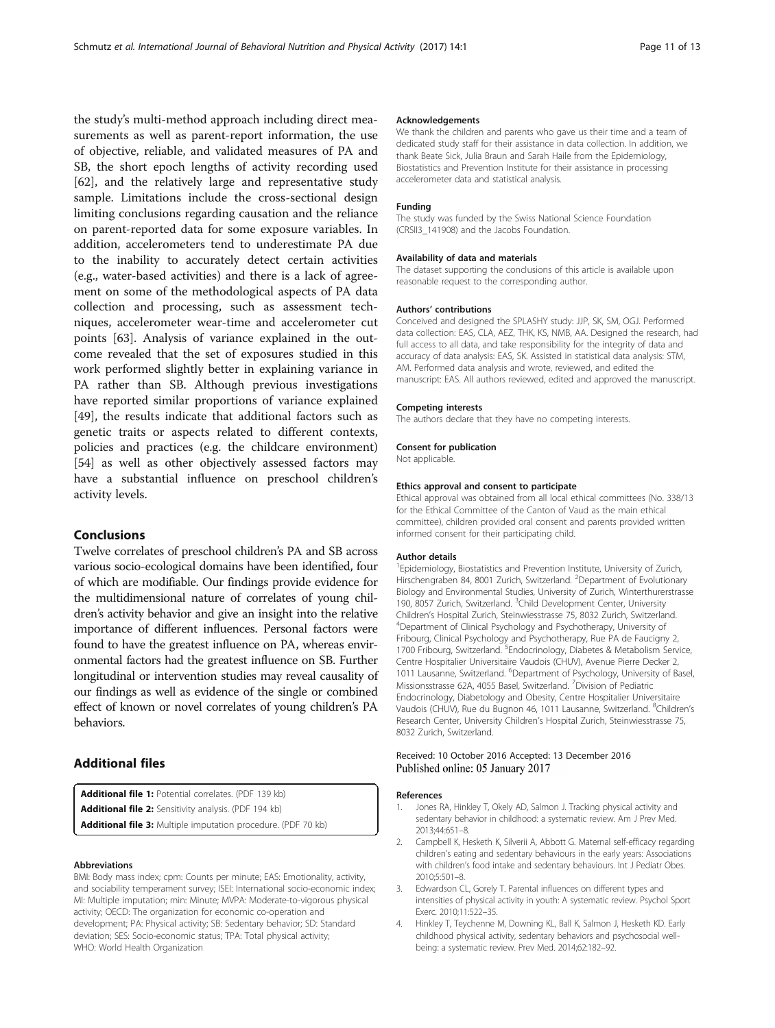the study's multi-method approach including direct measurements as well as parent-report information, the use of objective, reliable, and validated measures of PA and SB, the short epoch lengths of activity recording used [62], and the relatively large and representative study sample. Limitations include the cross-sectional design limiting conclusions regarding causation and the reliance on parent-reported data for some exposure variables. In addition, accelerometers tend to underestimate PA due to the inability to accurately detect certain activities (e.g., water-based activities) and there is a lack of agreement on some of the methodological aspects of PA data collection and processing, such as assessment techniques, accelerometer wear-time and accelerometer cut points [63]. Analysis of variance explained in the outcome revealed that the set of exposures studied in this work performed slightly better in explaining variance in PA rather than SB. Although previous investigations have reported similar proportions of variance explained [49], the results indicate that additional factors such as genetic traits or aspects related to different contexts, policies and practices (e.g. the childcare environment) [54] as well as other objectively assessed factors may have a substantial influence on preschool children's activity levels.

## Conclusions

Twelve correlates of preschool children's PA and SB across various socio-ecological domains have been identified, four of which are modifiable. Our findings provide evidence for the multidimensional nature of correlates of young children's activity behavior and give an insight into the relative importance of different influences. Personal factors were found to have the greatest influence on PA, whereas environmental factors had the greatest influence on SB. Further longitudinal or intervention studies may reveal causality of our findings as well as evidence of the single or combined effect of known or novel correlates of young children's PA behaviors.

## Additional files

**Additional file 1:** Potential correlates. (PDF 139 kb)
**Additional file 2:** Sensitivity analysis. (PDF 194 kb)
**Additional file 3:** Multiple imputation procedure. (PDF 70 kb)

#### Abbreviations

BMI: Body mass index; cpm: Counts per minute; EAS: Emotionality, activity, and sociability temperament survey; ISEI: International socio-economic index; MI: Multiple imputation; min: Minute; MVPA: Moderate-to-vigorous physical activity; OECD: The organization for economic co-operation and development; PA: Physical activity; SB: Sedentary behavior; SD: Standard deviation; SES: Socio-economic status; TPA: Total physical activity; WHO: World Health Organization

#### Acknowledgements

We thank the children and parents who gave us their time and a team of dedicated study staff for their assistance in data collection. In addition, we thank Beate Sick, Julia Braun and Sarah Haile from the Epidemiology, Biostatistics and Prevention Institute for their assistance in processing accelerometer data and statistical analysis.

#### Funding

The study was funded by the Swiss National Science Foundation (CRSII3_141908) and the Jacobs Foundation.

#### Availability of data and materials

The dataset supporting the conclusions of this article is available upon reasonable request to the corresponding author.

#### Authors' contributions

Conceived and designed the SPLASHY study: JJP, SK, SM, OGJ. Performed data collection: EAS, CLA, AEZ, THK, KS, NMB, AA. Designed the research, had full access to all data, and take responsibility for the integrity of data and accuracy of data analysis: EAS, SK. Assisted in statistical data analysis: STM, AM. Performed data analysis and wrote, reviewed, and edited the manuscript: EAS. All authors reviewed, edited and approved the manuscript.

#### Competing interests

The authors declare that they have no competing interests.

#### Consent for publication

Not applicable.

#### Ethics approval and consent to participate

Ethical approval was obtained from all local ethical committees (No. 338/13 for the Ethical Committee of the Canton of Vaud as the main ethical committee), children provided oral consent and parents provided written informed consent for their participating child.

#### Author details

[1]Epidemiology, Biostatistics and Prevention Institute, University of Zurich, Hirschengraben 84, 8001 Zurich, Switzerland. [2]Department of Evolutionary Biology and Environmental Studies, University of Zurich, Winterthurerstrasse 190, 8057 Zurich, Switzerland. [3]Child Development Center, University Children's Hospital Zurich, Steinwiesstrasse 75, 8032 Zurich, Switzerland. [4]Department of Clinical Psychology and Psychotherapy, University of Fribourg, Clinical Psychology and Psychotherapy, Rue PA de Faucigny 2, 1700 Fribourg, Switzerland. [5]Endocrinology, Diabetes & Metabolism Service, Centre Hospitalier Universitaire Vaudois (CHUV), Avenue Pierre Decker 2, 1011 Lausanne, Switzerland. [6]Department of Psychology, University of Basel, Missionsstrasse 62A, 4055 Basel, Switzerland. [7]Division of Pediatric Endocrinology, Diabetology and Obesity, Centre Hospitalier Universitaire Vaudois (CHUV), Rue du Bugnon 46, 1011 Lausanne, Switzerland. [8]Children's Research Center, University Children's Hospital Zurich, Steinwiesstrasse 75, 8032 Zurich, Switzerland.

Received: 10 October 2016 Accepted: 13 December 2016
Published online: 05 January 2017

#### References

1. Jones RA, Hinkley T, Okely AD, Salmon J. Tracking physical activity and sedentary behavior in childhood: a systematic review. Am J Prev Med. 2013;44:651–8.
2. Campbell K, Hesketh K, Silverii A, Abbott G. Maternal self-efficacy regarding children's eating and sedentary behaviours in the early years: Associations with children's food intake and sedentary behaviours. Int J Pediatr Obes. 2010;5:501–8.
3. Edwardson CL, Gorely T. Parental influences on different types and intensities of physical activity in youth: A systematic review. Psychol Sport Exerc. 2010;11:522–35.
4. Hinkley T, Teychenne M, Downing KL, Ball K, Salmon J, Hesketh KD. Early childhood physical activity, sedentary behaviors and psychosocial well-being: a systematic review. Prev Med. 2014;62:182–92.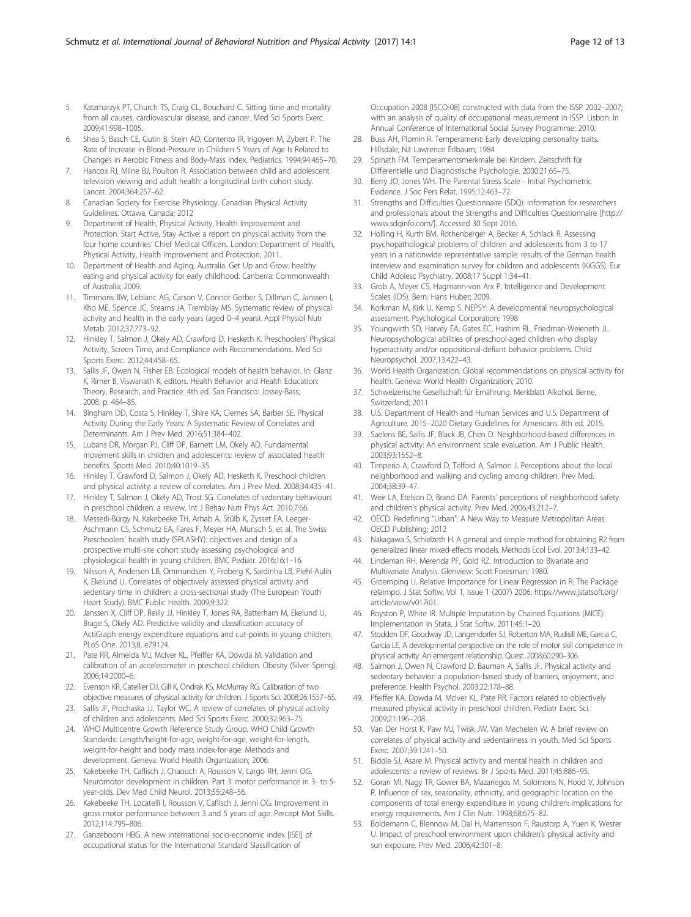5. Katzmarzyk PT, Church TS, Craig CL, Bouchard C. Sitting time and mortality from all causes, cardiovascular disease, and cancer. Med Sci Sports Exerc. 2009;41:998–1005.
6. Shea S, Basch CE, Gutin B, Stein AD, Contento IR, Irigoyen M, Zybert P. The Rate of Increase in Blood-Pressure in Children 5 Years of Age Is Related to Changes in Aerobic Fitness and Body-Mass Index. Pediatrics. 1994;94:465–70.
7. Hancox RJ, Milne BJ, Poulton R. Association between child and adolescent television viewing and adult health: a longitudinal birth cohort study. Lancet. 2004;364:257–62.
8. Canadian Society for Exercise Physiology. Canadian Physical Activity Guidelines. Ottawa, Canada; 2012
9. Department of Health, Physical Activity, Health Improvement and Protection. Start Active, Stay Active: a report on physical activity from the four home countries' Chief Medical Officers. London: Department of Health, Physical Activity, Health Improvement and Protection; 2011.
10. Department of Health and Aging, Australia. Get Up and Grow: healthy eating and physical activity for early childhood. Canberra: Commonwealth of Australia; 2009.
11. Timmons BW, Leblanc AG, Carson V, Connor Gorber S, Dillman C, Janssen I, Kho ME, Spence JC, Stearns JA, Tremblay MS. Systematic review of physical activity and health in the early years (aged 0–4 years). Appl Physiol Nutr Metab. 2012;37:773–92.
12. Hinkley T, Salmon J, Okely AD, Crawford D, Hesketh K. Preschoolers' Physical Activity, Screen Time, and Compliance with Recommendations. Med Sci Sports Exerc. 2012;44:458–65.
13. Sallis JF, Owen N, Fisher EB. Ecological models of health behavior. In: Glanz K, Rimer B, Viswanath K, editors. Health Behavior and Health Education: Theory, Research, and Practice. 4th ed. San Francisco: Jossey-Bass; 2008. p. 464–85.
14. Bingham DD, Costa S, Hinkley T, Shire KA, Clemes SA, Barber SE. Physical Activity During the Early Years: A Systematic Review of Correlates and Determinants. Am J Prev Med. 2016;51:384–402.
15. Lubans DR, Morgan PJ, Cliff DP, Barnett LM, Okely AD. Fundamental movement skills in children and adolescents: review of associated health benefits. Sports Med. 2010;40:1019–35.
16. Hinkley T, Crawford D, Salmon J, Okely AD, Hesketh K. Preschool children and physical activity: a review of correlates. Am J Prev Med. 2008;34:435–41.
17. Hinkley T, Salmon J, Okely AD, Trost SG. Correlates of sedentary behaviours in preschool children: a review. Int J Behav Nutr Phys Act. 2010;7:66.
18. Messerli-Bürgy N, Kakebeeke TH, Arhab A, Stülb K, Zysset EA, Leeger-Aschmann CS, Schmutz EA, Fares F, Meyer HA, Munsch S, et al. The Swiss Preschoolers' health study (SPLASHY): objectives and design of a prospective multi-site cohort study assessing psychological and physiological health in young children. BMC Pediatr. 2016;16:1–16.
19. Nilsson A, Andersen LB, Ommundsen Y, Froberg K, Sardinha LB, Piehl-Aulin K, Ekelund U. Correlates of objectively assessed physical activity and sedentary time in children: a cross-sectional study (The European Youth Heart Study). BMC Public Health. 2009;9:322.
20. Janssen X, Cliff DP, Reilly JJ, Hinkley T, Jones RA, Batterham M, Ekelund U, Brage S, Okely AD. Predictive validity and classification accuracy of ActiGraph energy expenditure equations and cut-points in young children. PLoS One. 2013;8, e79124.
21. Pate RR, Almeida MJ, McIver KL, Pfeiffer KA, Dowda M. Validation and calibration of an accelerometer in preschool children. Obesity (Silver Spring). 2006;14:2000–6.
22. Evenson KR, Catellier DJ, Gill K, Ondrak KS, McMurray RG. Calibration of two objective measures of physical activity for children. J Sports Sci. 2008;26:1557–65.
23. Sallis JF, Prochaska JJ, Taylor WC. A review of correlates of physical activity of children and adolescents. Med Sci Sports Exerc. 2000;32:963–75.
24. WHO Multicentre Growth Reference Study Group. WHO Child Growth Standards: Length/height-for-age, weight-for-age, weight-for-length, weight-for-height and body mass index-for-age: Methods and development. Geneva: World Health Organization; 2006.
25. Kakebeeke TH, Caflisch J, Chaouch A, Rousson V, Largo RH, Jenni OG. Neuromotor development in children. Part 3: motor performance in 3- to 5-year-olds. Dev Med Child Neurol. 2013;55:248–56.
26. Kakebeeke TH, Locatelli I, Rousson V, Caflisch J, Jenni OG. Improvement in gross motor performance between 3 and 5 years of age. Percept Mot Skills. 2012;114:795–806.
27. Ganzeboom HBG. A new international socio-economic index [ISEI] of occupational status for the International Standard Slassification of Occupation 2008 [ISCO-08] constructed with data from the ISSP 2002–2007; with an analysis of quality of occupational measurement in ISSP. Lisbon: In Annual Conference of International Social Survey Programme; 2010.
28. Buss AH, Plomin R. Temperament: Early developing personality traits. Hillsdale, NJ: Lawrence Erlbaum; 1984
29. Spinath FM. Temperamentsmerkmale bei Kindern. Zeitschrift für Differentielle und Diagnostische Psychologie. 2000;21:65–75.
30. Berry JO, Jones WH. The Parental Stress Scale - Initial Psychometric Evidence. J Soc Pers Relat. 1995;12:463–72.
31. Strengths and Difficulties Questionnaire (SDQ): information for researchers and professionals about the Strengths and Difficulties Questionnaire [http://www.sdqinfo.com/]. Accessed 30 Sept 2016.
32. Holling H, Kurth BM, Rothenberger A, Becker A, Schlack R. Assessing psychopathological problems of children and adolescents from 3 to 17 years in a nationwide representative sample: results of the German health interview and examination survey for children and adolescents (KiGGS). Eur Child Adolesc Psychiatry. 2008;17 Suppl 1:34–41.
33. Grob A, Meyer CS, Hagmann-von Arx P. Intelligence and Development Scales (IDS). Bern: Hans Huber; 2009.
34. Korkman M, Kirk U, Kemp S. NEPSY: A developmental neuropsychological assessment. Psychological Corporation; 1998
35. Youngwirth SD, Harvey EA, Gates EC, Hashim RL, Friedman-Weieneth JL. Neuropsychological abilities of preschool-aged children who display hyperactivity and/or oppositional-defiant behavior problems. Child Neuropsychol. 2007;13:422–43.
36. World Health Organization. Global recommendations on physical activity for health. Geneva: World Health Organization; 2010.
37. Schweizerische Gesellschaft für Ernährung. Merkblatt Alkohol. Berne, Switzerland; 2011
38. U.S. Department of Health and Human Services and U.S. Department of Agriculture. 2015–2020 Dietary Guidelines for Americans. 8th ed. 2015.
39. Saelens BE, Sallis JF, Black JB, Chen D. Neighborhood-based differences in physical activity: An environment scale evaluation. Am J Public Health. 2003;93:1552–8.
40. Timperio A, Crawford D, Telford A, Salmon J. Perceptions about the local neighborhood and walking and cycling among children. Prev Med. 2004;38:39–47.
41. Weir LA, Etelson D, Brand DA. Parents' perceptions of neighborhood safety and children's physical activity. Prev Med. 2006;43:212–7.
42. OECD. Redefining "Urban": A New Way to Measure Metropolitan Areas. OECD Publishing; 2012
43. Nakagawa S, Schielzeth H. A general and simple method for obtaining R2 from generalized linear mixed-effects models. Methods Ecol Evol. 2013;4:133–42.
44. Lindeman RH, Merenda PF, Gold RZ. Introduction to Bivariate and Multivariate Analysis. Glenview: Scott Foresman; 1980.
45. Groemping U. Relative Importance for Linear Regression in R: The Package relaimpo. J Stat Softw. Vol 1, Issue 1 (2007) 2006. https://www.jstatsoft.org/article/view/v017i01.
46. Royston P, White IR. Multiple Imputation by Chained Equations (MICE): Implementation in Stata. J Stat Softw. 2011;45:1–20.
47. Stodden DF, Goodway JD, Langendorfer SJ, Roberton MA, Rudisill ME, Garcia C, Garcia LE. A developmental perspective on the role of motor skill competence in physical activity: An emergent relationship. Quest. 2008;60:290–306.
48. Salmon J, Owen N, Crawford D, Bauman A, Sallis JF. Physical activity and sedentary behavior: a population-based study of barriers, enjoyment, and preference. Health Psychol. 2003;22:178–88.
49. Pfeiffer KA, Dowda M, McIver KL, Pate RR. Factors related to objectively measured physical activity in preschool children. Pediatr Exerc Sci. 2009;21:196–208.
50. Van Der Horst K, Paw MJ, Twisk JW, Van Mechelen W. A brief review on correlates of physical activity and sedentariness in youth. Med Sci Sports Exerc. 2007;39:1241–50.
51. Biddle SJ, Asare M. Physical activity and mental health in children and adolescents: a review of reviews. Br J Sports Med. 2011;45:886–95.
52. Goran MI, Nagy TR, Gower BA, Mazariegos M, Solomons N, Hood V, Johnson R. Influence of sex, seasonality, ethnicity, and geographic location on the components of total energy expenditure in young children: implications for energy requirements. Am J Clin Nutr. 1998;68:675–82.
53. Boldemann C, Blennow M, Dal H, Martensson F, Raustorp A, Yuen K, Wester U. Impact of preschool environment upon children's physical activity and sun exposure. Prev Med. 2006;42:301–8.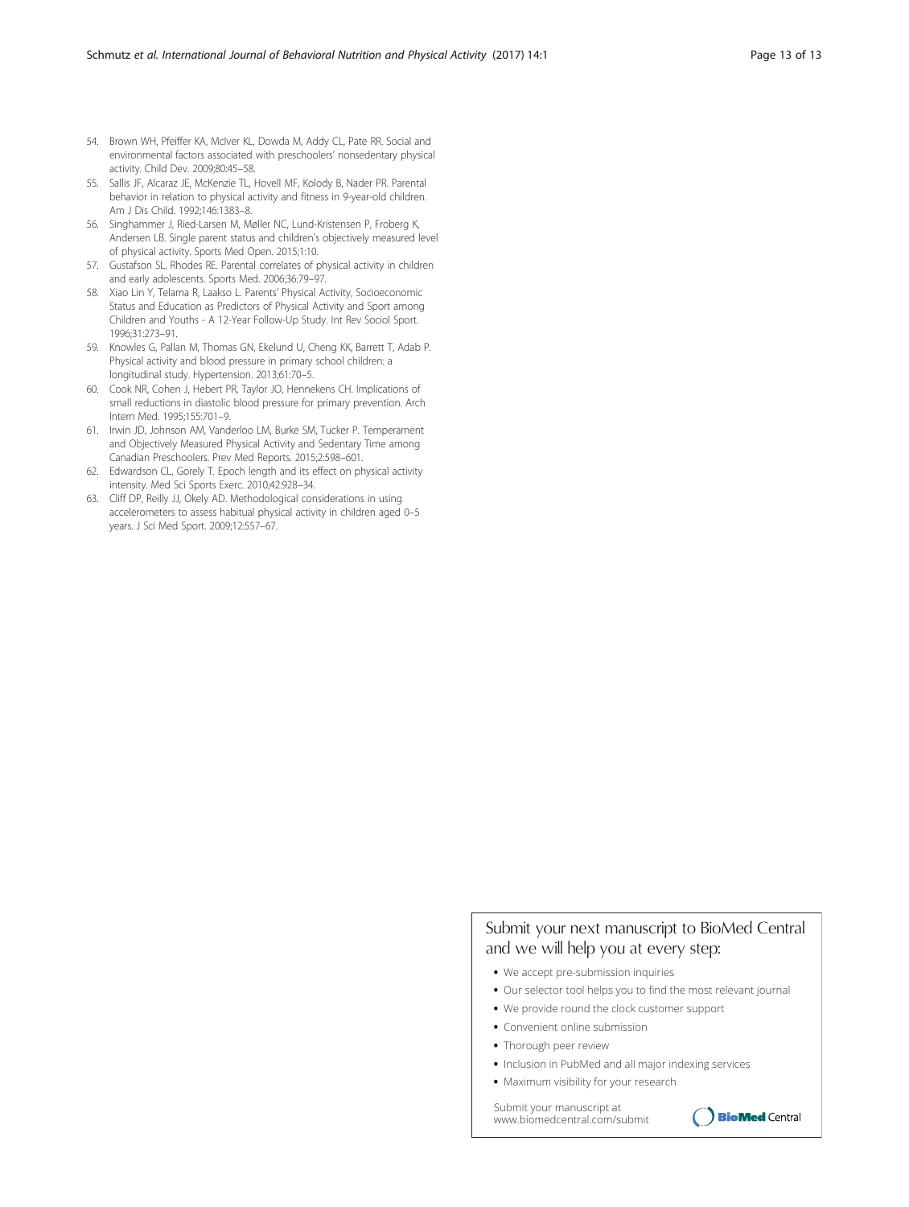54. Brown WH, Pfeiffer KA, McIver KL, Dowda M, Addy CL, Pate RR. Social and environmental factors associated with preschoolers' nonsedentary physical activity. Child Dev. 2009;80:45–58.
55. Sallis JF, Alcaraz JE, McKenzie TL, Hovell MF, Kolody B, Nader PR. Parental behavior in relation to physical activity and fitness in 9-year-old children. Am J Dis Child. 1992;146:1383–8.
56. Singhammer J, Ried-Larsen M, Møller NC, Lund-Kristensen P, Froberg K, Andersen LB. Single parent status and children's objectively measured level of physical activity. Sports Med Open. 2015;1:10.
57. Gustafson SL, Rhodes RE. Parental correlates of physical activity in children and early adolescents. Sports Med. 2006;36:79–97.
58. Xiao Lin Y, Telama R, Laakso L. Parents' Physical Activity, Socioeconomic Status and Education as Predictors of Physical Activity and Sport among Children and Youths - A 12-Year Follow-Up Study. Int Rev Sociol Sport. 1996;31:273–91.
59. Knowles G, Pallan M, Thomas GN, Ekelund U, Cheng KK, Barrett T, Adab P. Physical activity and blood pressure in primary school children: a longitudinal study. Hypertension. 2013;61:70–5.
60. Cook NR, Cohen J, Hebert PR, Taylor JO, Hennekens CH. Implications of small reductions in diastolic blood pressure for primary prevention. Arch Intern Med. 1995;155:701–9.
61. Irwin JD, Johnson AM, Vanderloo LM, Burke SM, Tucker P. Temperament and Objectively Measured Physical Activity and Sedentary Time among Canadian Preschoolers. Prev Med Reports. 2015;2:598–601.
62. Edwardson CL, Gorely T. Epoch length and its effect on physical activity intensity. Med Sci Sports Exerc. 2010;42:928–34.
63. Cliff DP, Reilly JJ, Okely AD. Methodological considerations in using accelerometers to assess habitual physical activity in children aged 0–5 years. J Sci Med Sport. 2009;12:557–67.

Submit your next manuscript to BioMed Central and we will help you at every step:

- We accept pre-submission inquiries
- Our selector tool helps you to find the most relevant journal
- We provide round the clock customer support
- Convenient online submission
- Thorough peer review
- Inclusion in PubMed and all major indexing services
- Maximum visibility for your research

Submit your manuscript at www.biomedcentral.com/submit

BioMed Central